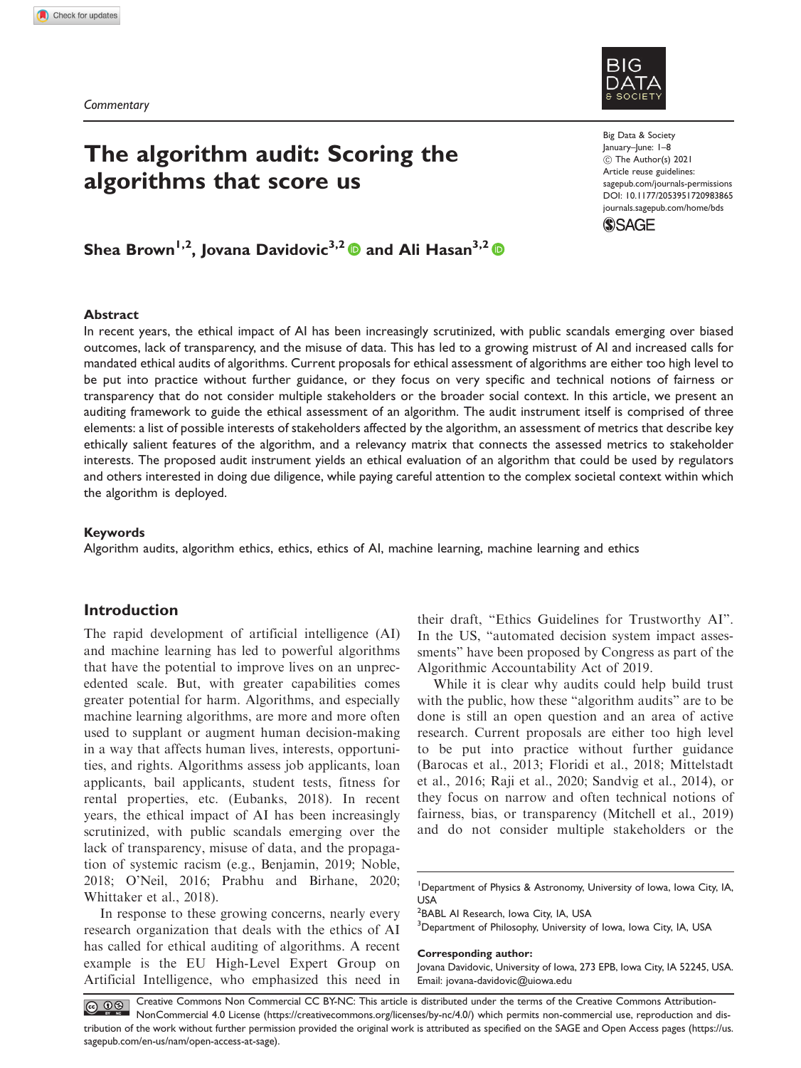Commentary

# The algorithm audit: Scoring the algorithms that score us

Big Data & Society
January–June: 1–8
© The Author(s) 2021
Article reuse guidelines:
sagepub.com/journals-permissions
DOI: 10.1177/2053951720983865
journals.sagepub.com/home/bds

**Shea Brown[1,2], Jovana Davidovic[3,2] and Ali Hasan[3,2]**

## Abstract

In recent years, the ethical impact of AI has been increasingly scrutinized, with public scandals emerging over biased outcomes, lack of transparency, and the misuse of data. This has led to a growing mistrust of AI and increased calls for mandated ethical audits of algorithms. Current proposals for ethical assessment of algorithms are either too high level to be put into practice without further guidance, or they focus on very specific and technical notions of fairness or transparency that do not consider multiple stakeholders or the broader social context. In this article, we present an auditing framework to guide the ethical assessment of an algorithm. The audit instrument itself is comprised of three elements: a list of possible interests of stakeholders affected by the algorithm, an assessment of metrics that describe key ethically salient features of the algorithm, and a relevancy matrix that connects the assessed metrics to stakeholder interests. The proposed audit instrument yields an ethical evaluation of an algorithm that could be used by regulators and others interested in doing due diligence, while paying careful attention to the complex societal context within which the algorithm is deployed.

### Keywords

Algorithm audits, algorithm ethics, ethics, ethics of AI, machine learning, machine learning and ethics

## Introduction

The rapid development of artificial intelligence (AI) and machine learning has led to powerful algorithms that have the potential to improve lives on an unprecedented scale. But, with greater capabilities comes greater potential for harm. Algorithms, and especially machine learning algorithms, are more and more often used to supplant or augment human decision-making in a way that affects human lives, interests, opportunities, and rights. Algorithms assess job applicants, loan applicants, bail applicants, student tests, fitness for rental properties, etc. (Eubanks, 2018). In recent years, the ethical impact of AI has been increasingly scrutinized, with public scandals emerging over the lack of transparency, misuse of data, and the propagation of systemic racism (e.g., Benjamin, 2019; Noble, 2018; O'Neil, 2016; Prabhu and Birhane, 2020; Whittaker et al., 2018).

In response to these growing concerns, nearly every research organization that deals with the ethics of AI has called for ethical auditing of algorithms. A recent example is the EU High-Level Expert Group on Artificial Intelligence, who emphasized this need in their draft, "Ethics Guidelines for Trustworthy AI". In the US, "automated decision system impact assessments" have been proposed by Congress as part of the Algorithmic Accountability Act of 2019.

While it is clear why audits could help build trust with the public, how these "algorithm audits" are to be done is still an open question and an area of active research. Current proposals are either too high level to be put into practice without further guidance (Barocas et al., 2013; Floridi et al., 2018; Mittelstadt et al., 2016; Raji et al., 2020; Sandvig et al., 2014), or they focus on narrow and often technical notions of fairness, bias, or transparency (Mitchell et al., 2019) and do not consider multiple stakeholders or the

[1]Department of Physics & Astronomy, University of Iowa, Iowa City, IA, USA
[2]BABL AI Research, Iowa City, IA, USA
[3]Department of Philosophy, University of Iowa, Iowa City, IA, USA

**Corresponding author:**
Jovana Davidovic, University of Iowa, 273 EPB, Iowa City, IA 52245, USA.
Email: jovana-davidovic@uiowa.edu

Creative Commons Non Commercial CC BY-NC: This article is distributed under the terms of the Creative Commons Attribution-NonCommercial 4.0 License (https://creativecommons.org/licenses/by-nc/4.0/) which permits non-commercial use, reproduction and distribution of the work without further permission provided the original work is attributed as specified on the SAGE and Open Access pages (https://us.sagepub.com/en-us/nam/open-access-at-sage).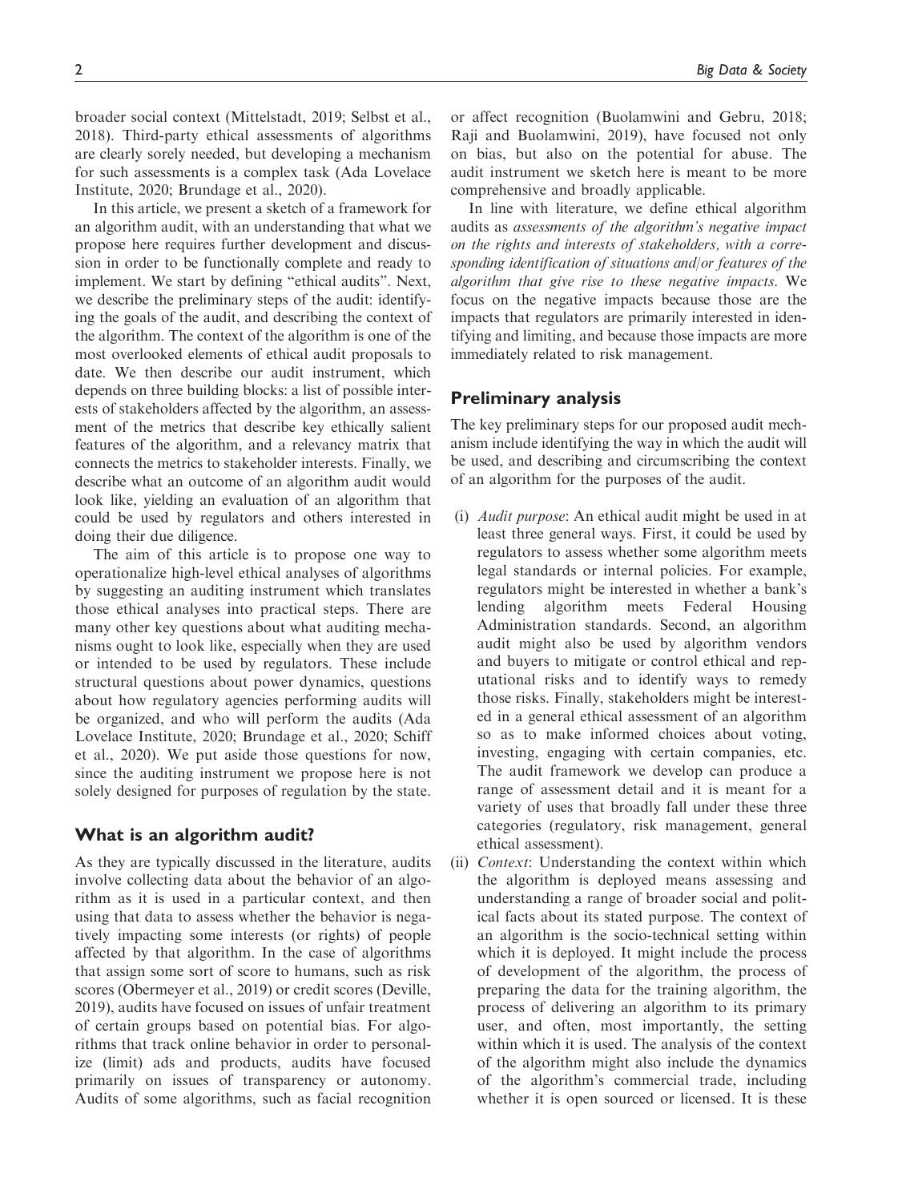broader social context (Mittelstadt, 2019; Selbst et al., 2018). Third-party ethical assessments of algorithms are clearly sorely needed, but developing a mechanism for such assessments is a complex task (Ada Lovelace Institute, 2020; Brundage et al., 2020).

In this article, we present a sketch of a framework for an algorithm audit, with an understanding that what we propose here requires further development and discussion in order to be functionally complete and ready to implement. We start by defining "ethical audits". Next, we describe the preliminary steps of the audit: identifying the goals of the audit, and describing the context of the algorithm. The context of the algorithm is one of the most overlooked elements of ethical audit proposals to date. We then describe our audit instrument, which depends on three building blocks: a list of possible interests of stakeholders affected by the algorithm, an assessment of the metrics that describe key ethically salient features of the algorithm, and a relevancy matrix that connects the metrics to stakeholder interests. Finally, we describe what an outcome of an algorithm audit would look like, yielding an evaluation of an algorithm that could be used by regulators and others interested in doing their due diligence.

The aim of this article is to propose one way to operationalize high-level ethical analyses of algorithms by suggesting an auditing instrument which translates those ethical analyses into practical steps. There are many other key questions about what auditing mechanisms ought to look like, especially when they are used or intended to be used by regulators. These include structural questions about power dynamics, questions about how regulatory agencies performing audits will be organized, and who will perform the audits (Ada Lovelace Institute, 2020; Brundage et al., 2020; Schiff et al., 2020). We put aside those questions for now, since the auditing instrument we propose here is not solely designed for purposes of regulation by the state.

## What is an algorithm audit?

As they are typically discussed in the literature, audits involve collecting data about the behavior of an algorithm as it is used in a particular context, and then using that data to assess whether the behavior is negatively impacting some interests (or rights) of people affected by that algorithm. In the case of algorithms that assign some sort of score to humans, such as risk scores (Obermeyer et al., 2019) or credit scores (Deville, 2019), audits have focused on issues of unfair treatment of certain groups based on potential bias. For algorithms that track online behavior in order to personalize (limit) ads and products, audits have focused primarily on issues of transparency or autonomy. Audits of some algorithms, such as facial recognition or affect recognition (Buolamwini and Gebru, 2018; Raji and Buolamwini, 2019), have focused not only on bias, but also on the potential for abuse. The audit instrument we sketch here is meant to be more comprehensive and broadly applicable.

In line with literature, we define ethical algorithm audits as *assessments of the algorithm's negative impact on the rights and interests of stakeholders, with a corresponding identification of situations and/or features of the algorithm that give rise to these negative impacts*. We focus on the negative impacts because those are the impacts that regulators are primarily interested in identifying and limiting, and because those impacts are more immediately related to risk management.

## Preliminary analysis

The key preliminary steps for our proposed audit mechanism include identifying the way in which the audit will be used, and describing and circumscribing the context of an algorithm for the purposes of the audit.

(i) *Audit purpose*: An ethical audit might be used in at least three general ways. First, it could be used by regulators to assess whether some algorithm meets legal standards or internal policies. For example, regulators might be interested in whether a bank's lending algorithm meets Federal Housing Administration standards. Second, an algorithm audit might also be used by algorithm vendors and buyers to mitigate or control ethical and reputational risks and to identify ways to remedy those risks. Finally, stakeholders might be interested in a general ethical assessment of an algorithm so as to make informed choices about voting, investing, engaging with certain companies, etc. The audit framework we develop can produce a range of assessment detail and it is meant for a variety of uses that broadly fall under these three categories (regulatory, risk management, general ethical assessment).

(ii) *Context*: Understanding the context within which the algorithm is deployed means assessing and understanding a range of broader social and political facts about its stated purpose. The context of an algorithm is the socio-technical setting within which it is deployed. It might include the process of development of the algorithm, the process of preparing the data for the training algorithm, the process of delivering an algorithm to its primary user, and often, most importantly, the setting within which it is used. The analysis of the context of the algorithm might also include the dynamics of the algorithm's commercial trade, including whether it is open sourced or licensed. It is these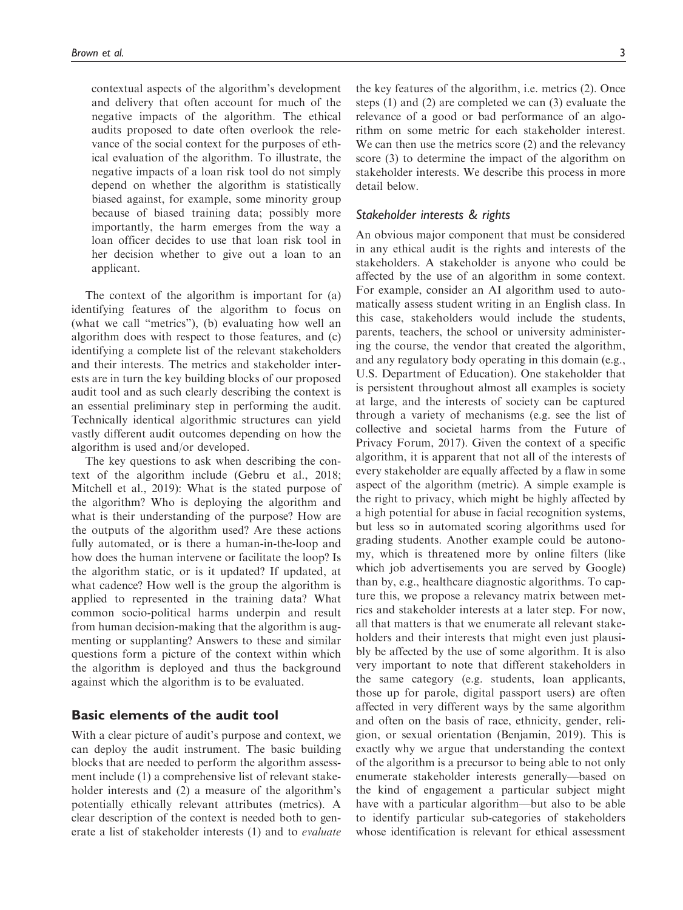contextual aspects of the algorithm's development and delivery that often account for much of the negative impacts of the algorithm. The ethical audits proposed to date often overlook the relevance of the social context for the purposes of ethical evaluation of the algorithm. To illustrate, the negative impacts of a loan risk tool do not simply depend on whether the algorithm is statistically biased against, for example, some minority group because of biased training data; possibly more importantly, the harm emerges from the way a loan officer decides to use that loan risk tool in her decision whether to give out a loan to an applicant.

The context of the algorithm is important for (a) identifying features of the algorithm to focus on (what we call "metrics"), (b) evaluating how well an algorithm does with respect to those features, and (c) identifying a complete list of the relevant stakeholders and their interests. The metrics and stakeholder interests are in turn the key building blocks of our proposed audit tool and as such clearly describing the context is an essential preliminary step in performing the audit. Technically identical algorithmic structures can yield vastly different audit outcomes depending on how the algorithm is used and/or developed.

The key questions to ask when describing the context of the algorithm include (Gebru et al., 2018; Mitchell et al., 2019): What is the stated purpose of the algorithm? Who is deploying the algorithm and what is their understanding of the purpose? How are the outputs of the algorithm used? Are these actions fully automated, or is there a human-in-the-loop and how does the human intervene or facilitate the loop? Is the algorithm static, or is it updated? If updated, at what cadence? How well is the group the algorithm is applied to represented in the training data? What common socio-political harms underpin and result from human decision-making that the algorithm is augmenting or supplanting? Answers to these and similar questions form a picture of the context within which the algorithm is deployed and thus the background against which the algorithm is to be evaluated.

## Basic elements of the audit tool

With a clear picture of audit's purpose and context, we can deploy the audit instrument. The basic building blocks that are needed to perform the algorithm assessment include (1) a comprehensive list of relevant stakeholder interests and (2) a measure of the algorithm's potentially ethically relevant attributes (metrics). A clear description of the context is needed both to generate a list of stakeholder interests (1) and to *evaluate* the key features of the algorithm, i.e. metrics (2). Once steps (1) and (2) are completed we can (3) evaluate the relevance of a good or bad performance of an algorithm on some metric for each stakeholder interest. We can then use the metrics score (2) and the relevancy score (3) to determine the impact of the algorithm on stakeholder interests. We describe this process in more detail below.

### *Stakeholder interests & rights*

An obvious major component that must be considered in any ethical audit is the rights and interests of the stakeholders. A stakeholder is anyone who could be affected by the use of an algorithm in some context. For example, consider an AI algorithm used to automatically assess student writing in an English class. In this case, stakeholders would include the students, parents, teachers, the school or university administering the course, the vendor that created the algorithm, and any regulatory body operating in this domain (e.g., U.S. Department of Education). One stakeholder that is persistent throughout almost all examples is society at large, and the interests of society can be captured through a variety of mechanisms (e.g. see the list of collective and societal harms from the Future of Privacy Forum, 2017). Given the context of a specific algorithm, it is apparent that not all of the interests of every stakeholder are equally affected by a flaw in some aspect of the algorithm (metric). A simple example is the right to privacy, which might be highly affected by a high potential for abuse in facial recognition systems, but less so in automated scoring algorithms used for grading students. Another example could be autonomy, which is threatened more by online filters (like which job advertisements you are served by Google) than by, e.g., healthcare diagnostic algorithms. To capture this, we propose a relevancy matrix between metrics and stakeholder interests at a later step. For now, all that matters is that we enumerate all relevant stakeholders and their interests that might even just plausibly be affected by the use of some algorithm. It is also very important to note that different stakeholders in the same category (e.g. students, loan applicants, those up for parole, digital passport users) are often affected in very different ways by the same algorithm and often on the basis of race, ethnicity, gender, religion, or sexual orientation (Benjamin, 2019). This is exactly why we argue that understanding the context of the algorithm is a precursor to being able to not only enumerate stakeholder interests generally—based on the kind of engagement a particular subject might have with a particular algorithm—but also to be able to identify particular sub-categories of stakeholders whose identification is relevant for ethical assessment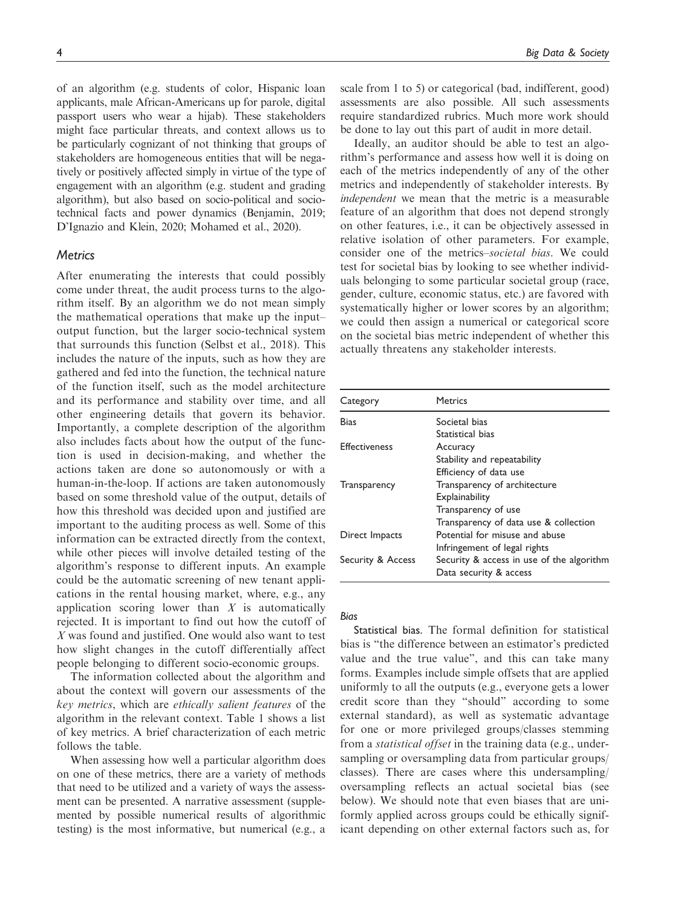of an algorithm (e.g. students of color, Hispanic loan applicants, male African-Americans up for parole, digital passport users who wear a hijab). These stakeholders might face particular threats, and context allows us to be particularly cognizant of not thinking that groups of stakeholders are homogeneous entities that will be negatively or positively affected simply in virtue of the type of engagement with an algorithm (e.g. student and grading algorithm), but also based on socio-political and socio-technical facts and power dynamics (Benjamin, 2019; D'Ignazio and Klein, 2020; Mohamed et al., 2020).

### *Metrics*

After enumerating the interests that could possibly come under threat, the audit process turns to the algorithm itself. By an algorithm we do not mean simply the mathematical operations that make up the input–output function, but the larger socio-technical system that surrounds this function (Selbst et al., 2018). This includes the nature of the inputs, such as how they are gathered and fed into the function, the technical nature of the function itself, such as the model architecture and its performance and stability over time, and all other engineering details that govern its behavior. Importantly, a complete description of the algorithm also includes facts about how the output of the function is used in decision-making, and whether the actions taken are done so autonomously or with a human-in-the-loop. If actions are taken autonomously based on some threshold value of the output, details of how this threshold was decided upon and justified are important to the auditing process as well. Some of this information can be extracted directly from the context, while other pieces will involve detailed testing of the algorithm's response to different inputs. An example could be the automatic screening of new tenant applications in the rental housing market, where, e.g., any application scoring lower than $X$ is automatically rejected. It is important to find out how the cutoff of $X$ was found and justified. One would also want to test how slight changes in the cutoff differentially affect people belonging to different socio-economic groups.

The information collected about the algorithm and about the context will govern our assessments of the *key metrics*, which are *ethically salient features* of the algorithm in the relevant context. Table 1 shows a list of key metrics. A brief characterization of each metric follows the table.

When assessing how well a particular algorithm does on one of these metrics, there are a variety of methods that need to be utilized and a variety of ways the assessment can be presented. A narrative assessment (supplemented by possible numerical results of algorithmic testing) is the most informative, but numerical (e.g., a scale from 1 to 5) or categorical (bad, indifferent, good) assessments are also possible. All such assessments require standardized rubrics. Much more work should be done to lay out this part of audit in more detail.

Ideally, an auditor should be able to test an algorithm's performance and assess how well it is doing on each of the metrics independently of any of the other metrics and independently of stakeholder interests. By *independent* we mean that the metric is a measurable feature of an algorithm that does not depend strongly on other features, i.e., it can be objectively assessed in relative isolation of other parameters. For example, consider one of the metrics–*societal bias*. We could test for societal bias by looking to see whether individuals belonging to some particular societal group (race, gender, culture, economic status, etc.) are favored with systematically higher or lower scores by an algorithm; we could then assign a numerical or categorical score on the societal bias metric independent of whether this actually threatens any stakeholder interests.

| Category | Metrics |
|---|---|
| Bias | Societal bias |
| | Statistical bias |
| Effectiveness | Accuracy |
| | Stability and repeatability |
| | Efficiency of data use |
| Transparency | Transparency of architecture |
| | Explainability |
| | Transparency of use |
| | Transparency of data use & collection |
| Direct Impacts | Potential for misuse and abuse |
| | Infringement of legal rights |
| Security & Access | Security & access in use of the algorithm |
| | Data security & access |

#### *Bias*

**Statistical bias.** The formal definition for statistical bias is "the difference between an estimator's predicted value and the true value", and this can take many forms. Examples include simple offsets that are applied uniformly to all the outputs (e.g., everyone gets a lower credit score than they "should" according to some external standard), as well as systematic advantage for one or more privileged groups/classes stemming from a *statistical offset* in the training data (e.g., undersampling or oversampling data from particular groups/classes). There are cases where this undersampling/oversampling reflects an actual societal bias (see below). We should note that even biases that are uniformly applied across groups could be ethically significant depending on other external factors such as, for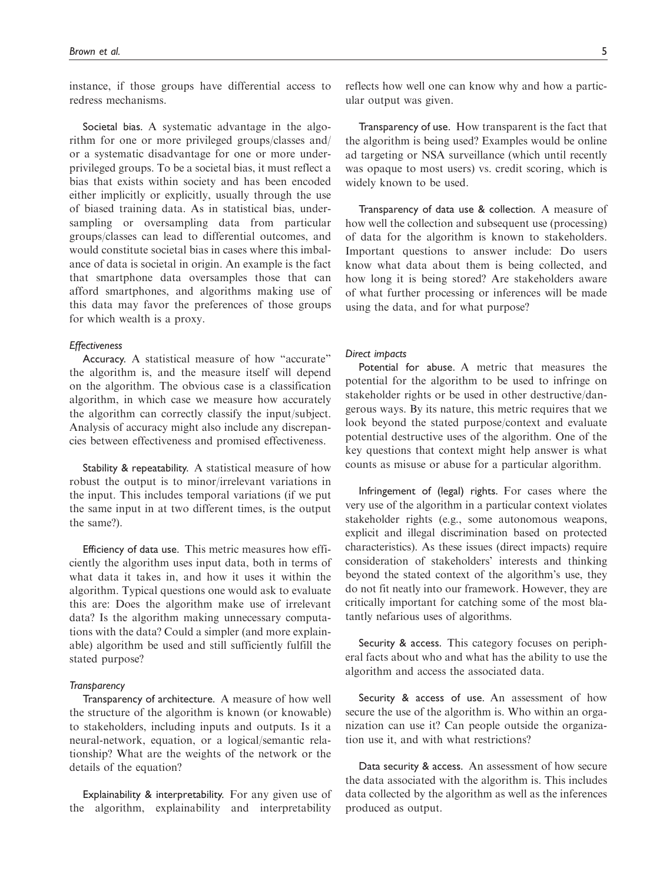instance, if those groups have differential access to redress mechanisms.

**Societal bias.** A systematic advantage in the algorithm for one or more privileged groups/classes and/or a systematic disadvantage for one or more underprivileged groups. To be a societal bias, it must reflect a bias that exists within society and has been encoded either implicitly or explicitly, usually through the use of biased training data. As in statistical bias, undersampling or oversampling data from particular groups/classes can lead to differential outcomes, and would constitute societal bias in cases where this imbalance of data is societal in origin. An example is the fact that smartphone data oversamples those that can afford smartphones, and algorithms making use of this data may favor the preferences of those groups for which wealth is a proxy.

#### *Effectiveness*

**Accuracy.** A statistical measure of how "accurate" the algorithm is, and the measure itself will depend on the algorithm. The obvious case is a classification algorithm, in which case we measure how accurately the algorithm can correctly classify the input/subject. Analysis of accuracy might also include any discrepancies between effectiveness and promised effectiveness.

**Stability & repeatability.** A statistical measure of how robust the output is to minor/irrelevant variations in the input. This includes temporal variations (if we put the same input in at two different times, is the output the same?).

**Efficiency of data use.** This metric measures how efficiently the algorithm uses input data, both in terms of what data it takes in, and how it uses it within the algorithm. Typical questions one would ask to evaluate this are: Does the algorithm make use of irrelevant data? Is the algorithm making unnecessary computations with the data? Could a simpler (and more explainable) algorithm be used and still sufficiently fulfill the stated purpose?

#### *Transparency*

**Transparency of architecture.** A measure of how well the structure of the algorithm is known (or knowable) to stakeholders, including inputs and outputs. Is it a neural-network, equation, or a logical/semantic relationship? What are the weights of the network or the details of the equation?

**Explainability & interpretability.** For any given use of the algorithm, explainability and interpretability reflects how well one can know why and how a particular output was given.

**Transparency of use.** How transparent is the fact that the algorithm is being used? Examples would be online ad targeting or NSA surveillance (which until recently was opaque to most users) vs. credit scoring, which is widely known to be used.

**Transparency of data use & collection.** A measure of how well the collection and subsequent use (processing) of data for the algorithm is known to stakeholders. Important questions to answer include: Do users know what data about them is being collected, and how long it is being stored? Are stakeholders aware of what further processing or inferences will be made using the data, and for what purpose?

#### *Direct impacts*

**Potential for abuse.** A metric that measures the potential for the algorithm to be used to infringe on stakeholder rights or be used in other destructive/dangerous ways. By its nature, this metric requires that we look beyond the stated purpose/context and evaluate potential destructive uses of the algorithm. One of the key questions that context might help answer is what counts as misuse or abuse for a particular algorithm.

**Infringement of (legal) rights.** For cases where the very use of the algorithm in a particular context violates stakeholder rights (e.g., some autonomous weapons, explicit and illegal discrimination based on protected characteristics). As these issues (direct impacts) require consideration of stakeholders' interests and thinking beyond the stated context of the algorithm's use, they do not fit neatly into our framework. However, they are critically important for catching some of the most blatantly nefarious uses of algorithms.

**Security & access.** This category focuses on peripheral facts about who and what has the ability to use the algorithm and access the associated data.

**Security & access of use.** An assessment of how secure the use of the algorithm is. Who within an organization can use it? Can people outside the organization use it, and with what restrictions?

**Data security & access.** An assessment of how secure the data associated with the algorithm is. This includes data collected by the algorithm as well as the inferences produced as output.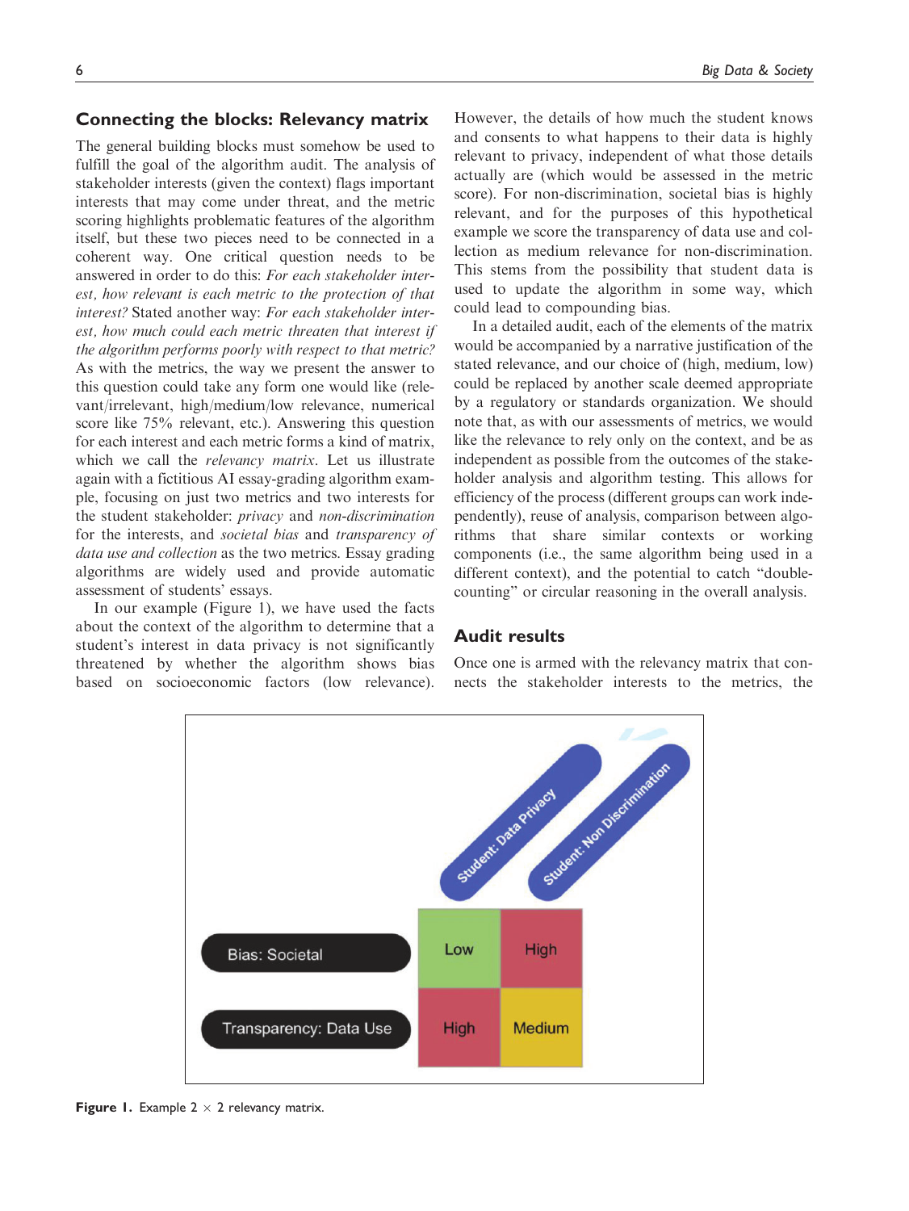## Connecting the blocks: Relevancy matrix

The general building blocks must somehow be used to fulfill the goal of the algorithm audit. The analysis of stakeholder interests (given the context) flags important interests that may come under threat, and the metric scoring highlights problematic features of the algorithm itself, but these two pieces need to be connected in a coherent way. One critical question needs to be answered in order to do this: *For each stakeholder interest, how relevant is each metric to the protection of that interest?* Stated another way: *For each stakeholder interest, how much could each metric threaten that interest if the algorithm performs poorly with respect to that metric?* As with the metrics, the way we present the answer to this question could take any form one would like (relevant/irrelevant, high/medium/low relevance, numerical score like 75% relevant, etc.). Answering this question for each interest and each metric forms a kind of matrix, which we call the *relevancy matrix*. Let us illustrate again with a fictitious AI essay-grading algorithm example, focusing on just two metrics and two interests for the student stakeholder: *privacy* and *non-discrimination* for the interests, and *societal bias* and *transparency of data use and collection* as the two metrics. Essay grading algorithms are widely used and provide automatic assessment of students' essays.

In our example (Figure 1), we have used the facts about the context of the algorithm to determine that a student's interest in data privacy is not significantly threatened by whether the algorithm shows bias based on socioeconomic factors (low relevance). However, the details of how much the student knows and consents to what happens to their data is highly relevant to privacy, independent of what those details actually are (which would be assessed in the metric score). For non-discrimination, societal bias is highly relevant, and for the purposes of this hypothetical example we score the transparency of data use and collection as medium relevance for non-discrimination. This stems from the possibility that student data is used to update the algorithm in some way, which could lead to compounding bias.

In a detailed audit, each of the elements of the matrix would be accompanied by a narrative justification of the stated relevance, and our choice of (high, medium, low) could be replaced by another scale deemed appropriate by a regulatory or standards organization. We should note that, as with our assessments of metrics, we would like the relevance to rely only on the context, and be as independent as possible from the outcomes of the stakeholder analysis and algorithm testing. This allows for efficiency of the process (different groups can work independently), reuse of analysis, comparison between algorithms that share similar contexts or working components (i.e., the same algorithm being used in a different context), and the potential to catch "double-counting" or circular reasoning in the overall analysis.

## Audit results

Once one is armed with the relevancy matrix that connects the stakeholder interests to the metrics, the

| | Student: Data Privacy | Student: Non Discrimination |
|---|---|---|
| Bias: Societal | Low | High |
| Transparency: Data Use | High | Medium |

**Figure 1.** Example 2 × 2 relevancy matrix.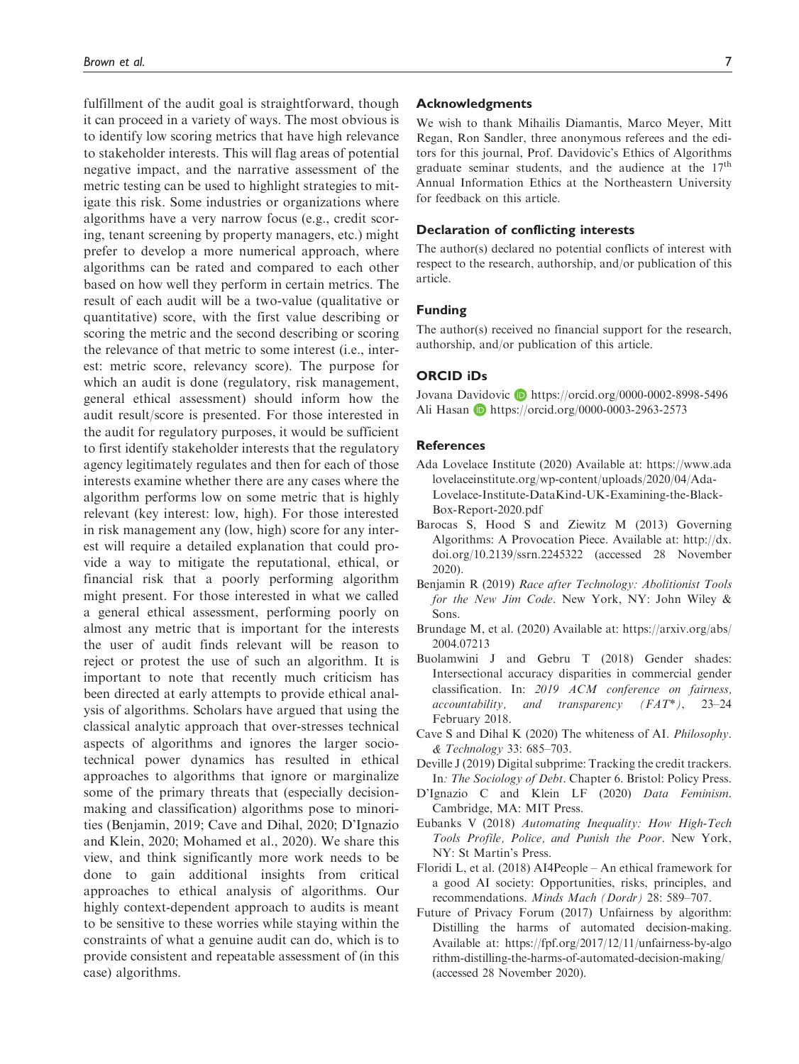fulfillment of the audit goal is straightforward, though it can proceed in a variety of ways. The most obvious is to identify low scoring metrics that have high relevance to stakeholder interests. This will flag areas of potential negative impact, and the narrative assessment of the metric testing can be used to highlight strategies to mitigate this risk. Some industries or organizations where algorithms have a very narrow focus (e.g., credit scoring, tenant screening by property managers, etc.) might prefer to develop a more numerical approach, where algorithms can be rated and compared to each other based on how well they perform in certain metrics. The result of each audit will be a two-value (qualitative or quantitative) score, with the first value describing or scoring the metric and the second describing or scoring the relevance of that metric to some interest (i.e., interest: metric score, relevancy score). The purpose for which an audit is done (regulatory, risk management, general ethical assessment) should inform how the audit result/score is presented. For those interested in the audit for regulatory purposes, it would be sufficient to first identify stakeholder interests that the regulatory agency legitimately regulates and then for each of those interests examine whether there are any cases where the algorithm performs low on some metric that is highly relevant (key interest: low, high). For those interested in risk management any (low, high) score for any interest will require a detailed explanation that could provide a way to mitigate the reputational, ethical, or financial risk that a poorly performing algorithm might present. For those interested in what we called a general ethical assessment, performing poorly on almost any metric that is important for the interests the user of audit finds relevant will be reason to reject or protest the use of such an algorithm. It is important to note that recently much criticism has been directed at early attempts to provide ethical analysis of algorithms. Scholars have argued that using the classical analytic approach that over-stresses technical aspects of algorithms and ignores the larger socio-technical power dynamics has resulted in ethical approaches to algorithms that ignore or marginalize some of the primary threats that (especially decision-making and classification) algorithms pose to minorities (Benjamin, 2019; Cave and Dihal, 2020; D'Ignazio and Klein, 2020; Mohamed et al., 2020). We share this view, and think significantly more work needs to be done to gain additional insights from critical approaches to ethical analysis of algorithms. Our highly context-dependent approach to audits is meant to be sensitive to these worries while staying within the constraints of what a genuine audit can do, which is to provide consistent and repeatable assessment of (in this case) algorithms.

### Acknowledgments

We wish to thank Mihailis Diamantis, Marco Meyer, Mitt Regan, Ron Sandler, three anonymous referees and the editors for this journal, Prof. Davidovic's Ethics of Algorithms graduate seminar students, and the audience at the 17th Annual Information Ethics at the Northeastern University for feedback on this article.

### Declaration of conflicting interests

The author(s) declared no potential conflicts of interest with respect to the research, authorship, and/or publication of this article.

### Funding

The author(s) received no financial support for the research, authorship, and/or publication of this article.

### ORCID iDs

Jovana Davidovic https://orcid.org/0000-0002-8998-5496
Ali Hasan https://orcid.org/0000-0003-2963-2573

### References

Ada Lovelace Institute (2020) Available at: https://www.adalovelaceinstitute.org/wp-content/uploads/2020/04/Ada-Lovelace-Institute-DataKind-UK-Examining-the-Black-Box-Report-2020.pdf

Barocas S, Hood S and Ziewitz M (2013) Governing Algorithms: A Provocation Piece. Available at: http://dx.doi.org/10.2139/ssrn.2245322 (accessed 28 November 2020).

Benjamin R (2019) *Race after Technology: Abolitionist Tools for the New Jim Code*. New York, NY: John Wiley & Sons.

Brundage M, et al. (2020) Available at: https://arxiv.org/abs/2004.07213

Buolamwini J and Gebru T (2018) Gender shades: Intersectional accuracy disparities in commercial gender classification. In: *2019 ACM conference on fairness, accountability, and transparency (FAT*)*, 23–24 February 2018.

Cave S and Dihal K (2020) The whiteness of AI. *Philosophy. & Technology* 33: 685–703.

Deville J (2019) Digital subprime: Tracking the credit trackers. In*: The Sociology of Debt*. Chapter 6. Bristol: Policy Press.

D'Ignazio C and Klein LF (2020) *Data Feminism*. Cambridge, MA: MIT Press.

Eubanks V (2018) *Automating Inequality: How High-Tech Tools Profile, Police, and Punish the Poor*. New York, NY: St Martin's Press.

Floridi L, et al. (2018) AI4People – An ethical framework for a good AI society: Opportunities, risks, principles, and recommendations. *Minds Mach (Dordr)* 28: 589–707.

Future of Privacy Forum (2017) Unfairness by algorithm: Distilling the harms of automated decision-making. Available at: https://fpf.org/2017/12/11/unfairness-by-algorithm-distilling-the-harms-of-automated-decision-making/ (accessed 28 November 2020).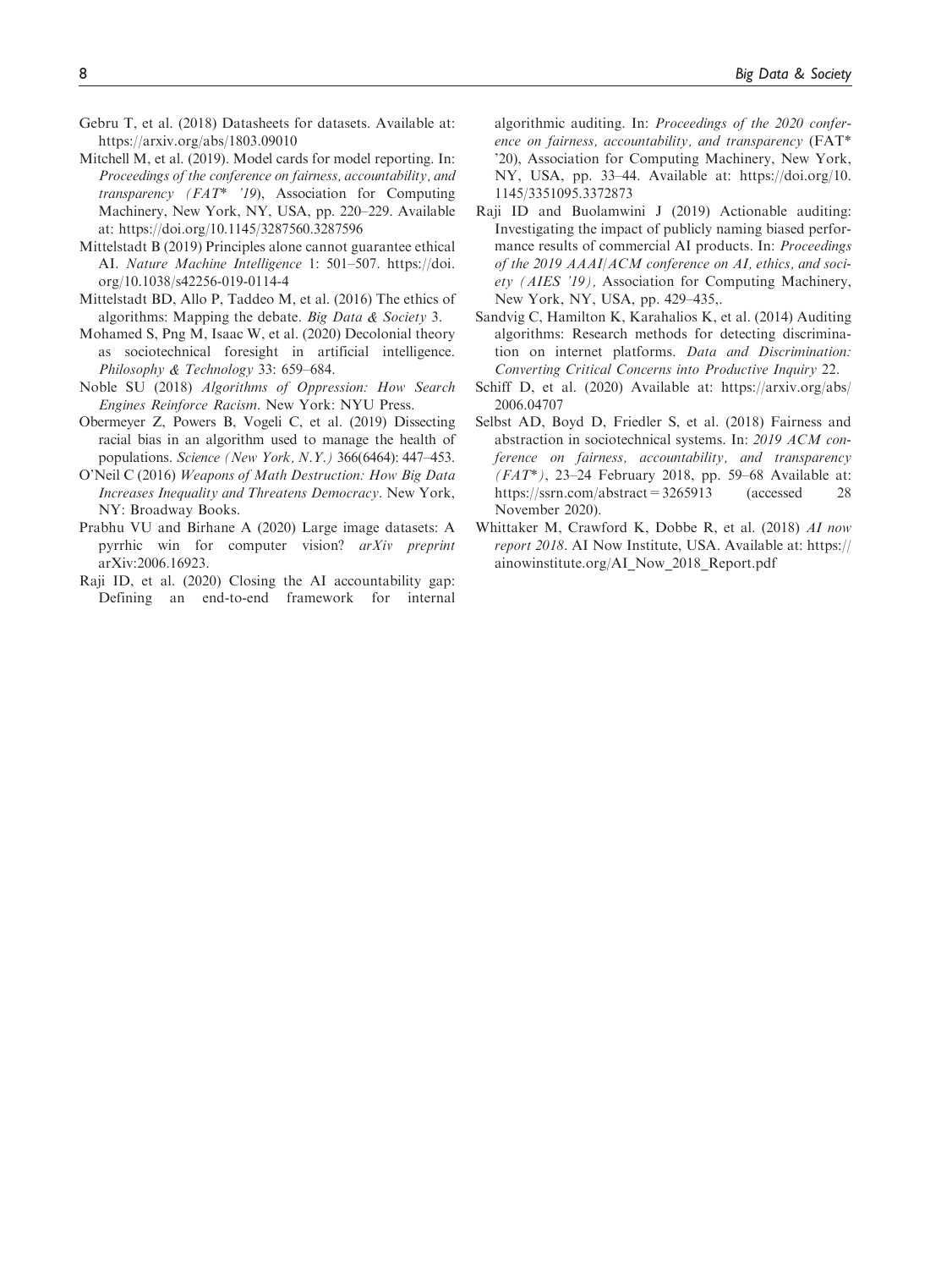Gebru T, et al. (2018) Datasheets for datasets. Available at: https://arxiv.org/abs/1803.09010

Mitchell M, et al. (2019). Model cards for model reporting. In: *Proceedings of the conference on fairness, accountability, and transparency (FAT* '19)*, Association for Computing Machinery, New York, NY, USA, pp. 220–229. Available at: https://doi.org/10.1145/3287560.3287596

Mittelstadt B (2019) Principles alone cannot guarantee ethical AI. *Nature Machine Intelligence* 1: 501–507. https://doi.org/10.1038/s42256-019-0114-4

Mittelstadt BD, Allo P, Taddeo M, et al. (2016) The ethics of algorithms: Mapping the debate. *Big Data & Society* 3.

Mohamed S, Png M, Isaac W, et al. (2020) Decolonial theory as sociotechnical foresight in artificial intelligence. *Philosophy & Technology* 33: 659–684.

Noble SU (2018) *Algorithms of Oppression: How Search Engines Reinforce Racism*. New York: NYU Press.

Obermeyer Z, Powers B, Vogeli C, et al. (2019) Dissecting racial bias in an algorithm used to manage the health of populations. *Science (New York, N.Y.)* 366(6464): 447–453.

O'Neil C (2016) *Weapons of Math Destruction: How Big Data Increases Inequality and Threatens Democracy*. New York, NY: Broadway Books.

Prabhu VU and Birhane A (2020) Large image datasets: A pyrrhic win for computer vision? *arXiv preprint* arXiv:2006.16923.

Raji ID, et al. (2020) Closing the AI accountability gap: Defining an end-to-end framework for internal algorithmic auditing. In: *Proceedings of the 2020 conference on fairness, accountability, and transparency* (FAT* '20), Association for Computing Machinery, New York, NY, USA, pp. 33–44. Available at: https://doi.org/10.1145/3351095.3372873

Raji ID and Buolamwini J (2019) Actionable auditing: Investigating the impact of publicly naming biased performance results of commercial AI products. In: *Proceedings of the 2019 AAAI/ACM conference on AI, ethics, and society (AIES '19)*, Association for Computing Machinery, New York, NY, USA, pp. 429–435,.

Sandvig C, Hamilton K, Karahalios K, et al. (2014) Auditing algorithms: Research methods for detecting discrimination on internet platforms. *Data and Discrimination: Converting Critical Concerns into Productive Inquiry* 22.

Schiff D, et al. (2020) Available at: https://arxiv.org/abs/2006.04707

Selbst AD, Boyd D, Friedler S, et al. (2018) Fairness and abstraction in sociotechnical systems. In: *2019 ACM conference on fairness, accountability, and transparency (FAT*)*, 23–24 February 2018, pp. 59–68 Available at: https://ssrn.com/abstract = 3265913 (accessed 28 November 2020).

Whittaker M, Crawford K, Dobbe R, et al. (2018) *AI now report 2018*. AI Now Institute, USA. Available at: https://ainowinstitute.org/AI_Now_2018_Report.pdf